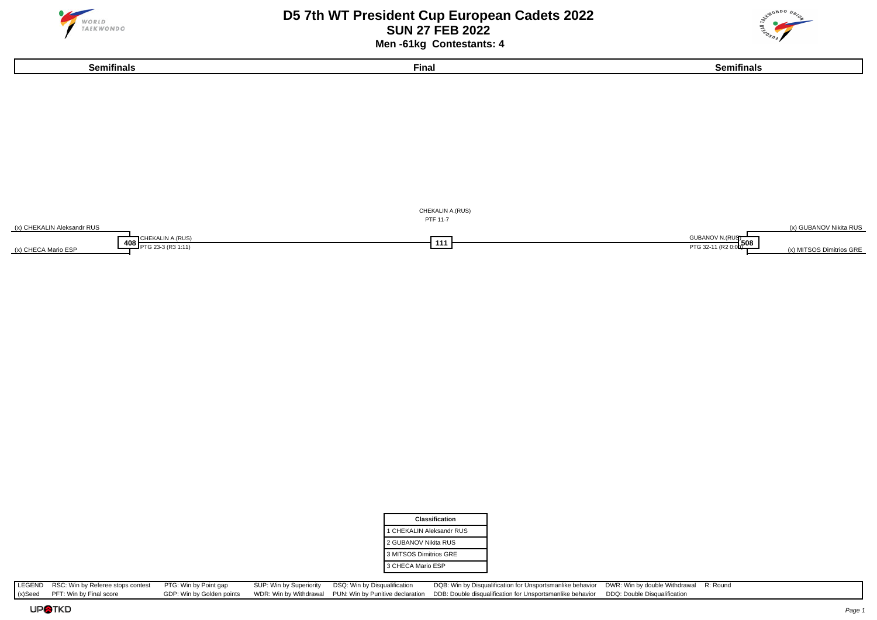# D5 7th WT President Cup European Cadets 2022

## SUN 27 FEB 2022

**Men -61kg Contestants: 4**

| Semifinals | Final | Semifinals |
|---|---|---|
| (x) CHEKALIN Aleksandr RUS | | (x) GUBANOV Nikita RUS |
| (x) CHECA Mario ESP | | (x) MITSOS Dimitrios GRE |

**Semifinal 408:** CHEKALIN A.(RUS) — PTG 23-3 (R3 1:11)

**Semifinal 508:** GUBANOV N.(RUS) — PTG 32-11 (R2 0:00)

**Final 111:** CHEKALIN A.(RUS) — PTF 11-7

| Classification |
|---|
| 1 CHEKALIN Aleksandr RUS |
| 2 GUBANOV Nikita RUS |
| 3 MITSOS Dimitrios GRE |
| 3 CHECA Mario ESP |

| LEGEND | RSC: Win by Referee stops contest | PTG: Win by Point gap | SUP: Win by Superiority | DSQ: Win by Disqualification | DQB: Win by Disqualification for Unsportsmanlike behavior | DWR: Win by double Withdrawal | R: Round |
|---|---|---|---|---|---|---|---|
| (x)Seed | PFT: Win by Final score | GDP: Win by Golden points | WDR: Win by Withdrawal | PUN: Win by Punitive declaration | DDB: Double disqualification for Unsportsmanlike behavior | DDQ: Double Disqualification | |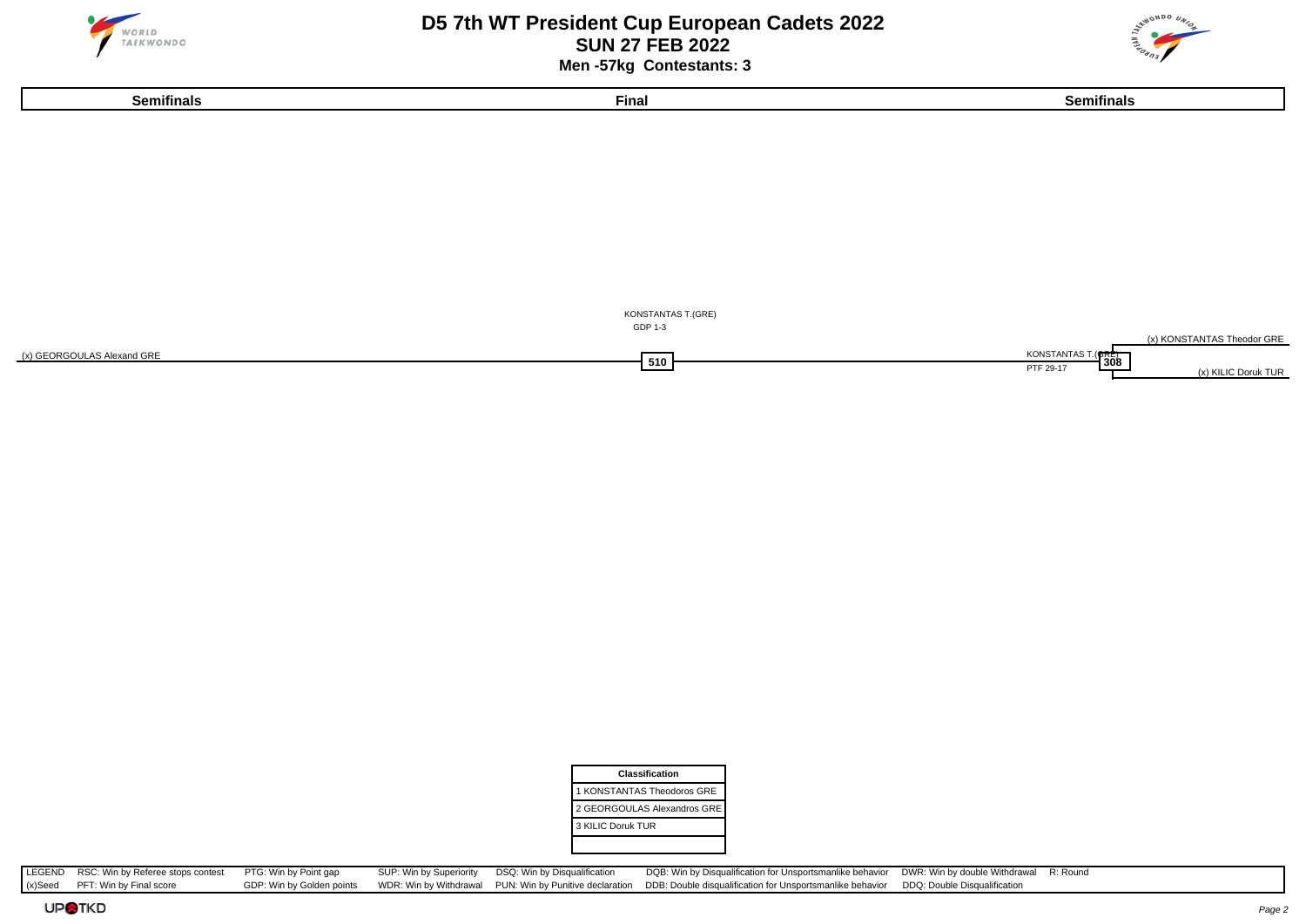# D5 7th WT President Cup European Cadets 2022

## SUN 27 FEB 2022

### Men -57kg Contestants: 3

| Semifinals | Final | Semifinals |
| --- | --- | --- |

(x) GEORGOULAS Alexand GRE

**510**

KONSTANTAS T.(GRE)
GDP 1-3

(x) KONSTANTAS Theodor GRE

**308**

KONSTANTAS T.(GRE)
PTF 29-17

(x) KILIC Doruk TUR

| Classification |
| --- |
| 1 KONSTANTAS Theodoros GRE |
| 2 GEORGOULAS Alexandros GRE |
| 3 KILIC Doruk TUR |
| |

| LEGEND | RSC: Win by Referee stops contest | PTG: Win by Point gap | SUP: Win by Superiority | DSQ: Win by Disqualification | DQB: Win by Disqualification for Unsportsmanlike behavior | DWR: Win by double Withdrawal | R: Round |
| --- | --- | --- | --- | --- | --- | --- | --- |
| (x)Seed | PFT: Win by Final score | GDP: Win by Golden points | WDR: Win by Withdrawal | PUN: Win by Punitive declaration | DDB: Double disqualification for Unsportsmanlike behavior | DDQ: Double Disqualification | |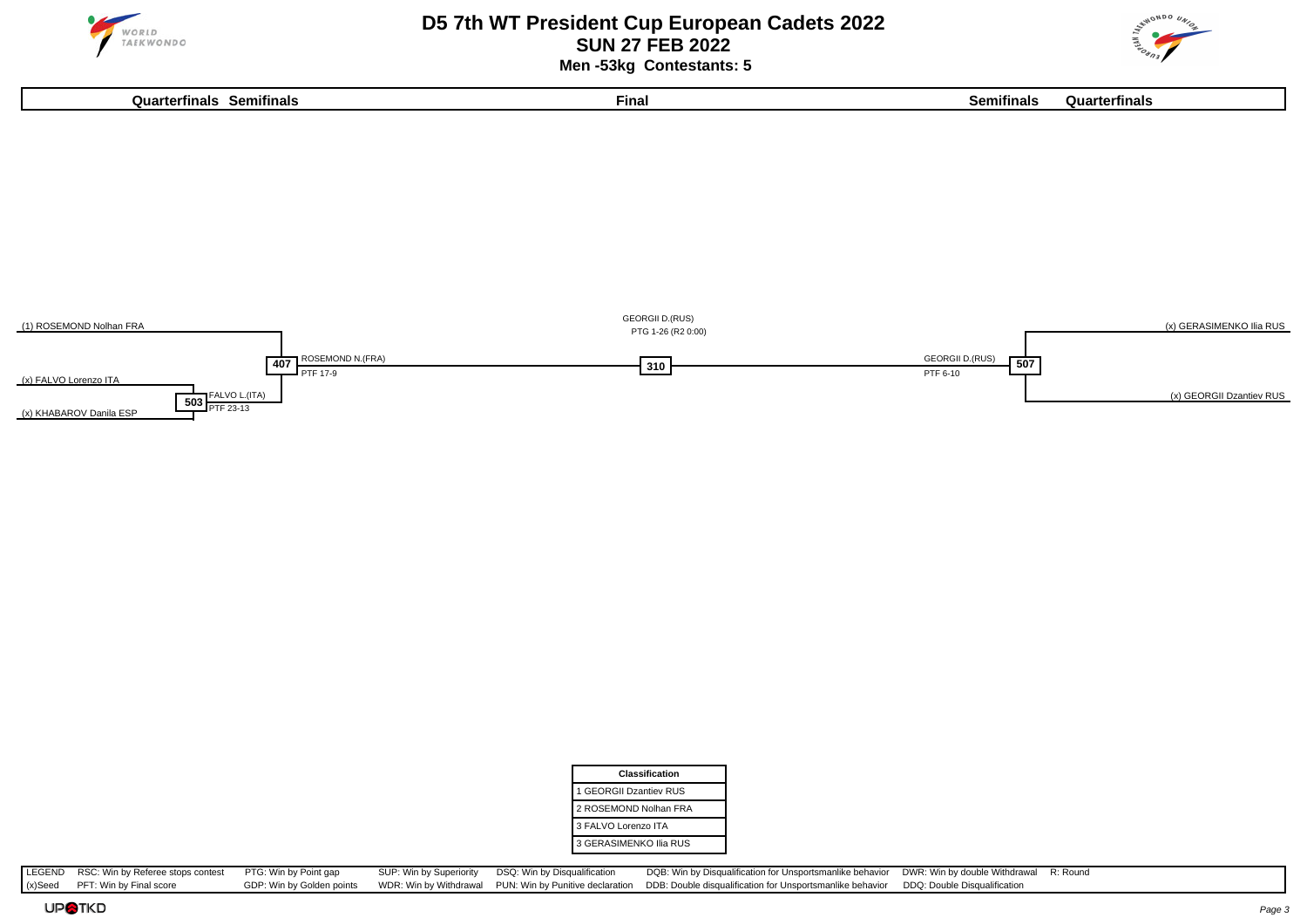# D5 7th WT President Cup European Cadets 2022

## SUN 27 FEB 2022

### Men -53kg Contestants: 5

**Quarterfinals Semifinals** | **Final** | **Semifinals Quarterfinals**

(1) ROSEMOND Nolhan FRA

407 — ROSEMOND N.(FRA) PTF 17-9

(x) FALVO Lorenzo ITA

503 — FALVO L.(ITA) PTF 23-13

(x) KHABAROV Danila ESP

310 — GEORGII D.(RUS) PTG 1-26 (R2 0:00)

(x) GERASIMENKO Ilia RUS

507 — GEORGII D.(RUS) PTF 6-10

(x) GEORGII Dzantiev RUS

| Classification |
|---|
| 1 GEORGII Dzantiev RUS |
| 2 ROSEMOND Nolhan FRA |
| 3 FALVO Lorenzo ITA |
| 3 GERASIMENKO Ilia RUS |

| LEGEND | RSC: Win by Referee stops contest | PTG: Win by Point gap | SUP: Win by Superiority | DSQ: Win by Disqualification | DQB: Win by Disqualification for Unsportsmanlike behavior | DWR: Win by double Withdrawal | R: Round |
|---|---|---|---|---|---|---|---|
| (x)Seed | PFT: Win by Final score | GDP: Win by Golden points | WDR: Win by Withdrawal | PUN: Win by Punitive declaration | DDB: Double disqualification for Unsportsmanlike behavior | DDQ: Double Disqualification | |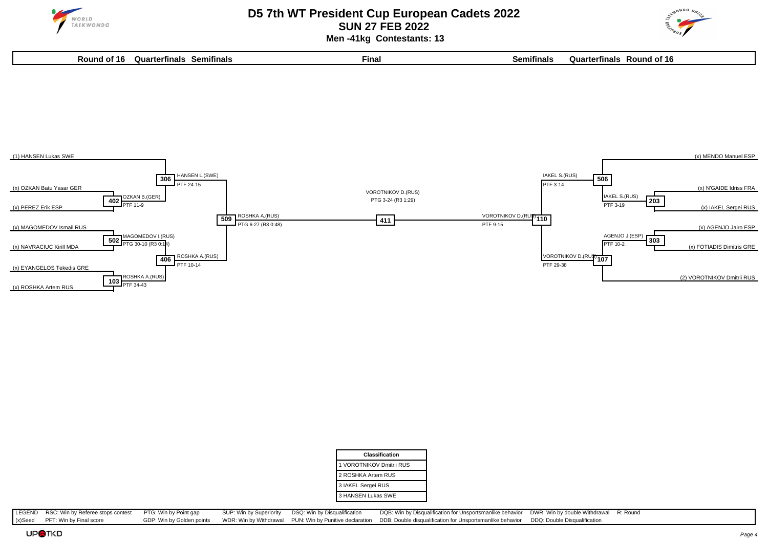# D5 7th WT President Cup European Cadets 2022

## SUN 27 FEB 2022

### Men -41kg Contestants: 13

**Round of 16 Quarterfinals Semifinals Final Semifinals Quarterfinals Round of 16**

#### Left half of bracket

| Round of 16 | Quarterfinals | Semifinals | Final |
| --- | --- | --- | --- |
| (1) HANSEN Lukas SWE | 306: HANSEN L.(SWE) PTF 24-15 | 509: ROSHKA A.(RUS) PTG 6-27 (R3 0:48) | 411: VOROTNIKOV D.(RUS) PTG 3-24 (R3 1:29) |
| 402: (x) OZKAN Batu Yasar GER vs (x) PEREZ Erik ESP — OZKAN B.(GER) PTF 11-9 | | | |
| 502: (x) MAGOMEDOV Ismail RUS vs (x) NAVRACIUC Kirill MDA — MAGOMEDOV I.(RUS) PTG 30-10 (R3 0:14) | 406: ROSHKA A.(RUS) PTF 10-14 | | |
| 103: (x) EYANGELOS Tekedis GRE vs (x) ROSHKA Artem RUS — ROSHKA A.(RUS) PTF 34-43 | | | |

#### Right half of bracket

| Round of 16 | Quarterfinals | Semifinals |
| --- | --- | --- |
| (x) MENDO Manuel ESP | 506: IAKEL S.(RUS) PTF 3-14 | 110: VOROTNIKOV D.(RUS) PTF 9-15 |
| 203: (x) N'GAIDE Idriss FRA vs (x) IAKEL Sergei RUS — IAKEL S.(RUS) PTF 3-19 | | |
| 303: (x) AGENJO Jairo ESP vs (x) FOTIADIS Dimitris GRE — AGENJO J.(ESP) PTF 10-2 | 107: VOROTNIKOV D.(RUS) PTF 29-38 | |
| (2) VOROTNIKOV Dmitrii RUS | | |

| Classification |
| --- |
| 1 VOROTNIKOV Dmitrii RUS |
| 2 ROSHKA Artem RUS |
| 3 IAKEL Sergei RUS |
| 3 HANSEN Lukas SWE |

| LEGEND | RSC: Win by Referee stops contest | PTG: Win by Point gap | SUP: Win by Superiority | DSQ: Win by Disqualification | DQB: Win by Disqualification for Unsportsmanlike behavior | DWR: Win by double Withdrawal | R: Round |
| --- | --- | --- | --- | --- | --- | --- | --- |
| (x)Seed | PFT: Win by Final score | GDP: Win by Golden points | WDR: Win by Withdrawal | PUN: Win by Punitive declaration | DDB: Double disqualification for Unsportsmanlike behavior | DDQ: Double Disqualification | |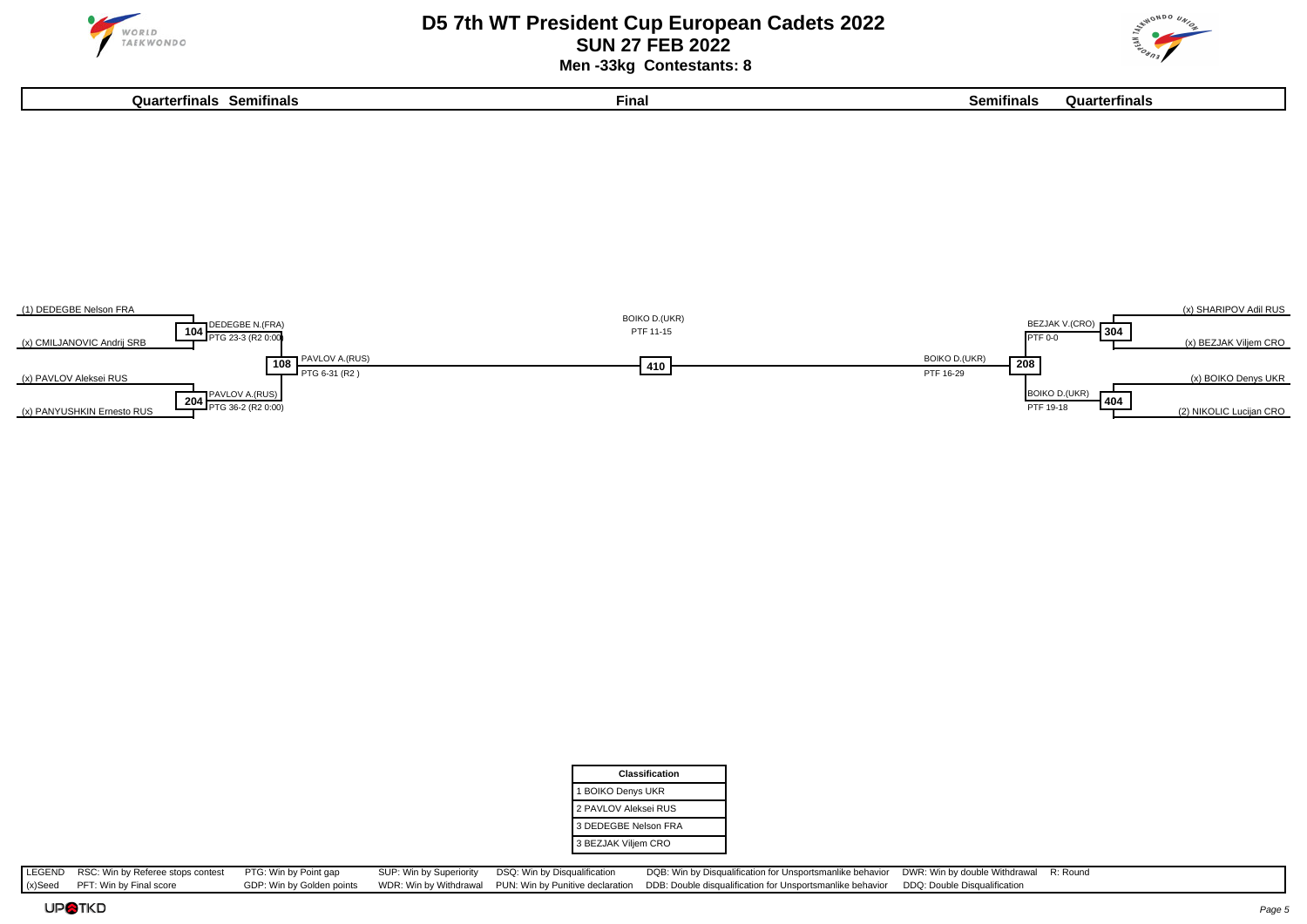# D5 7th WT President Cup European Cadets 2022

## SUN 27 FEB 2022

### Men -33kg Contestants: 8

**Quarterfinals Semifinals** | **Final** | **Semifinals Quarterfinals**

**Left side**

- (1) DEDEGBE Nelson FRA
- (x) CMILJANOVIC Andrij SRB
  - 104: DEDEGBE N.(FRA) PTG 23-3 (R2 0:00)
- (x) PAVLOV Aleksei RUS
- (x) PANYUSHKIN Ernesto RUS
  - 204: PAVLOV A.(RUS) PTG 36-2 (R2 0:00)
- 108: PAVLOV A.(RUS) PTG 6-31 (R2 )

**Final**

- 410: BOIKO D.(UKR) PTF 11-15

**Right side**

- (x) SHARIPOV Adil RUS
- (x) BEZJAK Viljem CRO
  - 304: BEZJAK V.(CRO) PTF 0-0
- (x) BOIKO Denys UKR
- (2) NIKOLIC Lucijan CRO
  - 404: BOIKO D.(UKR) PTF 19-18
- 208: BOIKO D.(UKR) PTF 16-29

| Classification |
|---|
| 1 BOIKO Denys UKR |
| 2 PAVLOV Aleksei RUS |
| 3 DEDEGBE Nelson FRA |
| 3 BEZJAK Viljem CRO |

| LEGEND | RSC: Win by Referee stops contest | PTG: Win by Point gap | SUP: Win by Superiority | DSQ: Win by Disqualification | DQB: Win by Disqualification for Unsportsmanlike behavior | DWR: Win by double Withdrawal | R: Round |
|---|---|---|---|---|---|---|---|
| (x)Seed | PFT: Win by Final score | GDP: Win by Golden points | WDR: Win by Withdrawal | PUN: Win by Punitive declaration | DDB: Double disqualification for Unsportsmanlike behavior | DDQ: Double Disqualification | |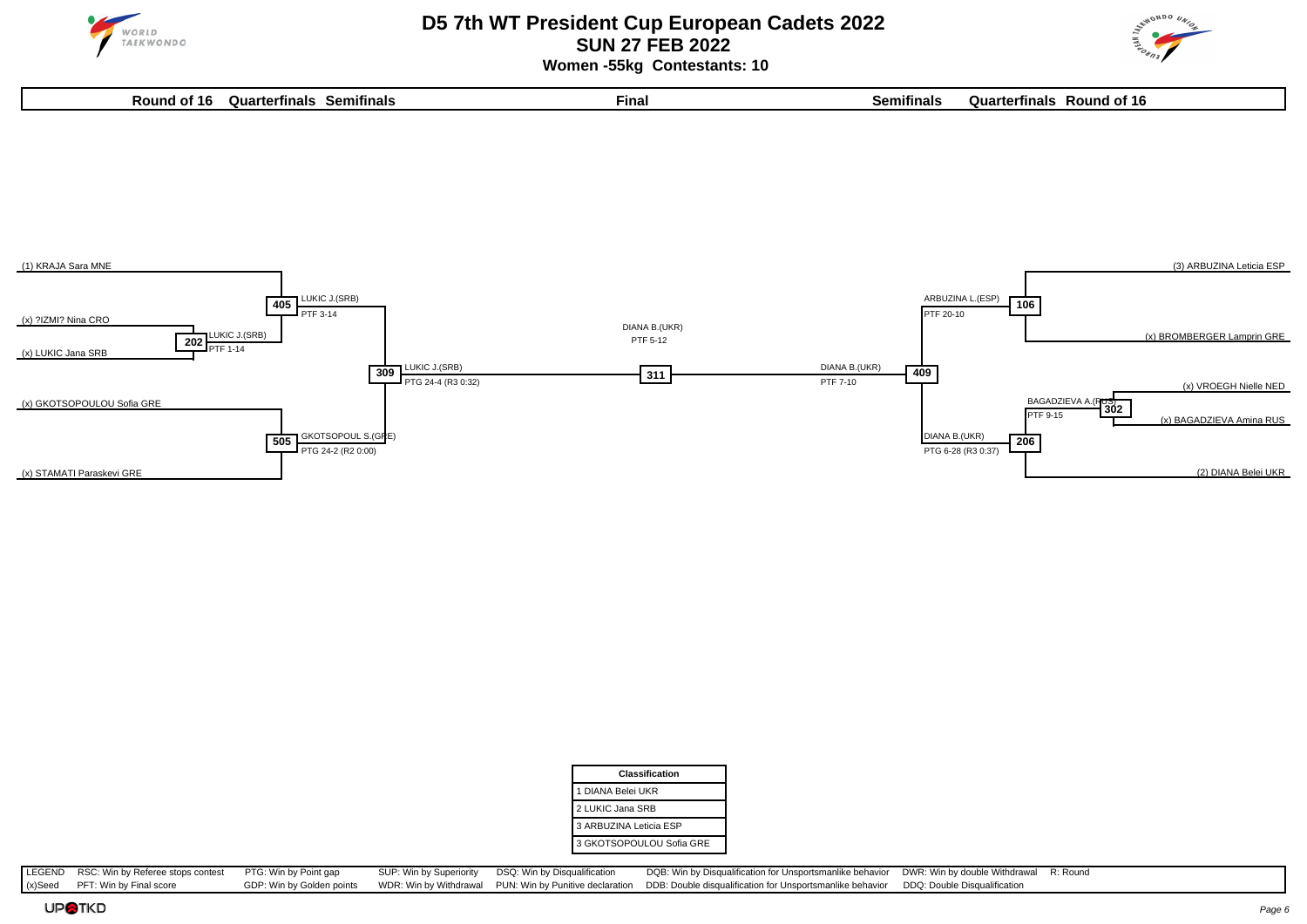# D5 7th WT President Cup European Cadets 2022

## SUN 27 FEB 2022

### Women -55kg Contestants: 10

| Round of 16 | Quarterfinals | Semifinals | Final | Semifinals | Quarterfinals | Round of 16 |
|---|---|---|---|---|---|---|

**Left side of bracket**

- (1) KRAJA Sara MNE
- (x) ?IZMI? Nina CRO
- (x) LUKIC Jana SRB
- (x) GKOTSOPOULOU Sofia GRE
- (x) STAMATI Paraskevi GRE

- Match 202: LUKIC J.(SRB) — PTF 1-14
- Match 405: LUKIC J.(SRB) — PTF 3-14
- Match 505: GKOTSOPOUL S.(GRE) — PTG 24-2 (R2 0:00)
- Match 309: LUKIC J.(SRB) — PTG 24-4 (R3 0:32)

**Final**

- Match 311: DIANA B.(UKR) — PTF 5-12

**Right side of bracket**

- (3) ARBUZINA Leticia ESP
- (x) BROMBERGER Lamprin GRE
- (x) VROEGH Nielle NED
- (x) BAGADZIEVA Amina RUS
- (2) DIANA Belei UKR

- Match 106: ARBUZINA L.(ESP) — PTF 20-10
- Match 302: BAGADZIEVA A.(RUS) — PTF 9-15
- Match 206: DIANA B.(UKR) — PTG 6-28 (R3 0:37)
- Match 409: DIANA B.(UKR) — PTF 7-10

| Classification |
|---|
| 1 DIANA Belei UKR |
| 2 LUKIC Jana SRB |
| 3 ARBUZINA Leticia ESP |
| 3 GKOTSOPOULOU Sofia GRE |

| LEGEND | RSC: Win by Referee stops contest | PTG: Win by Point gap | SUP: Win by Superiority | DSQ: Win by Disqualification | DQB: Win by Disqualification for Unsportsmanlike behavior | DWR: Win by double Withdrawal | R: Round |
|---|---|---|---|---|---|---|---|
| (x)Seed | PFT: Win by Final score | GDP: Win by Golden points | WDR: Win by Withdrawal | PUN: Win by Punitive declaration | DDB: Double disqualification for Unsportsmanlike behavior | DDQ: Double Disqualification | |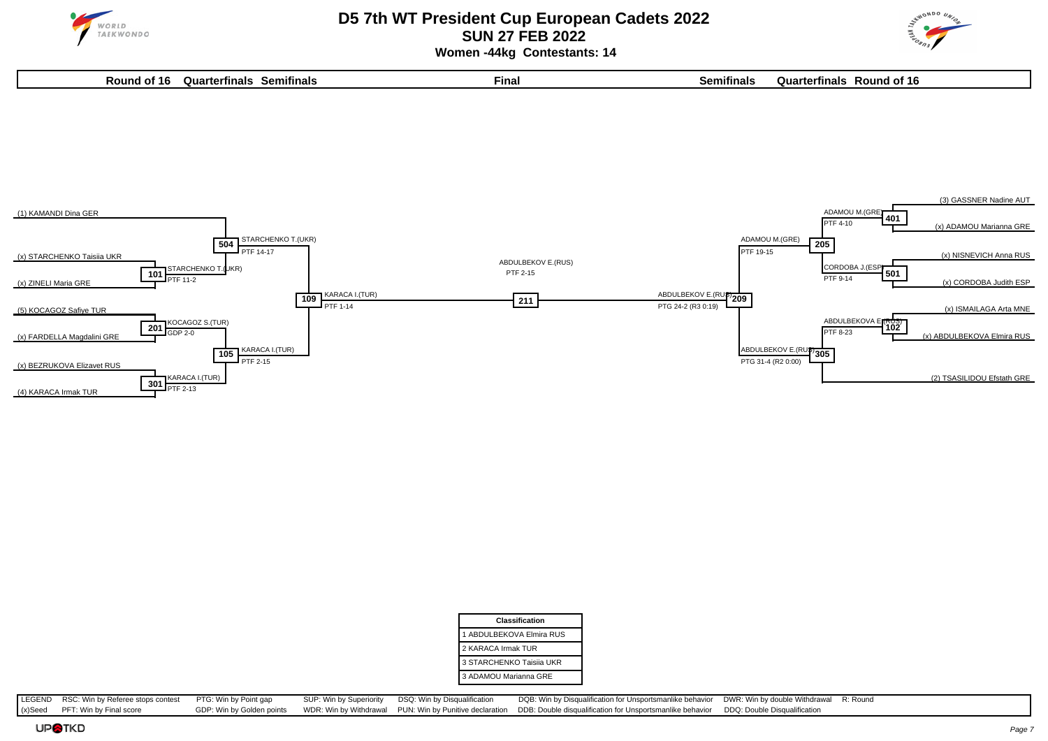# D5 7th WT President Cup European Cadets 2022

## SUN 27 FEB 2022

### Women -44kg Contestants: 14

**Round of 16 | Quarterfinals | Semifinals | Final | Semifinals | Quarterfinals | Round of 16**

(1) KAMANDI Dina GER

(x) STARCHENKO Taisiia UKR

101 STARCHENKO T.(UKR) PTF 11-2

(x) ZINELI Maria GRE

504 STARCHENKO T.(UKR) PTF 14-17

(5) KOCAGOZ Safiye TUR

201 KOCAGOZ S.(TUR) GDP 2-0

(x) FARDELLA Magdalini GRE

109 KARACA I.(TUR) PTF 1-14

105 KARACA I.(TUR) PTF 2-15

(x) BEZRUKOVA Elizavet RUS

301 KARACA I.(TUR) PTF 2-13

(4) KARACA Irmak TUR

211 ABDULBEKOV E.(RUS) PTF 2-15

(3) GASSNER Nadine AUT

401 ADAMOU M.(GRE) PTF 4-10

(x) ADAMOU Marianna GRE

205 ADAMOU M.(GRE) PTF 19-15

(x) NISNEVICH Anna RUS

501 CORDOBA J.(ESP) PTF 9-14

(x) CORDOBA Judith ESP

209 ABDULBEKOV E.(RUS) PTG 24-2 (R3 0:19)

(x) ISMAILAGA Arta MNE

102 ABDULBEKOVA E.(RUS) PTF 8-23

(x) ABDULBEKOVA Elmira RUS

305 ABDULBEKOV E.(RUS) PTG 31-4 (R2 0:00)

(2) TSASILIDOU Efstath GRE

| Classification |
|---|
| 1 ABDULBEKOVA Elmira RUS |
| 2 KARACA Irmak TUR |
| 3 STARCHENKO Taisiia UKR |
| 3 ADAMOU Marianna GRE |

| LEGEND | RSC: Win by Referee stops contest | PTG: Win by Point gap | SUP: Win by Superiority | DSQ: Win by Disqualification | DQB: Win by Disqualification for Unsportsmanlike behavior | DWR: Win by double Withdrawal | R: Round |
|---|---|---|---|---|---|---|---|
| (x)Seed | PFT: Win by Final score | GDP: Win by Golden points | WDR: Win by Withdrawal | PUN: Win by Punitive declaration | DDB: Double disqualification for Unsportsmanlike behavior | DDQ: Double Disqualification | |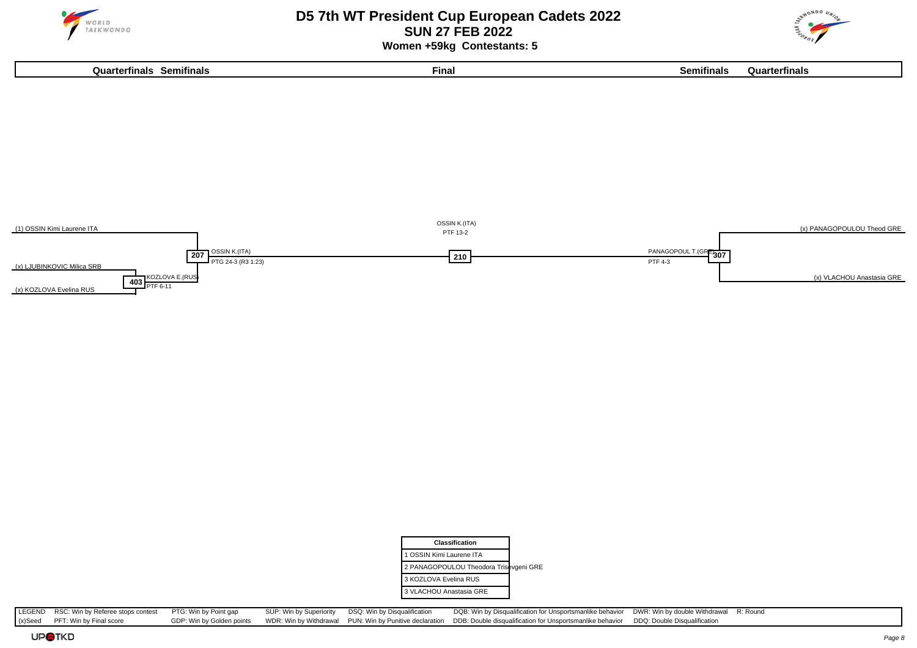# D5 7th WT President Cup European Cadets 2022

## SUN 27 FEB 2022

### Women +59kg Contestants: 5

Quarterfinals Semifinals | Final | Semifinals Quarterfinals

(1) OSSIN Kimi Laurene ITA

(x) LJUBINKOVIC Milica SRB

(x) KOZLOVA Evelina RUS

403 KOZLOVA E.(RUS) PTF 6-11

207 OSSIN K.(ITA) PTG 24-3 (R3 1:23)

210 OSSIN K.(ITA) PTF 13-2

307 PANAGOPOUL T.(GRE) PTF 4-3

(x) PANAGOPOULOU Theod GRE

(x) VLACHOU Anastasia GRE

| Classification |
|---|
| 1 OSSIN Kimi Laurene ITA |
| 2 PANAGOPOULOU Theodora Trisevgeni GRE |
| 3 KOZLOVA Evelina RUS |
| 3 VLACHOU Anastasia GRE |

| | | | | | | | |
|---|---|---|---|---|---|---|---|
| LEGEND | RSC: Win by Referee stops contest | PTG: Win by Point gap | SUP: Win by Superiority | DSQ: Win by Disqualification | DQB: Win by Disqualification for Unsportsmanlike behavior | DWR: Win by double Withdrawal | R: Round |
| (x)Seed | PFT: Win by Final score | GDP: Win by Golden points | WDR: Win by Withdrawal | PUN: Win by Punitive declaration | DDB: Double disqualification for Unsportsmanlike behavior | DDQ: Double Disqualification | |